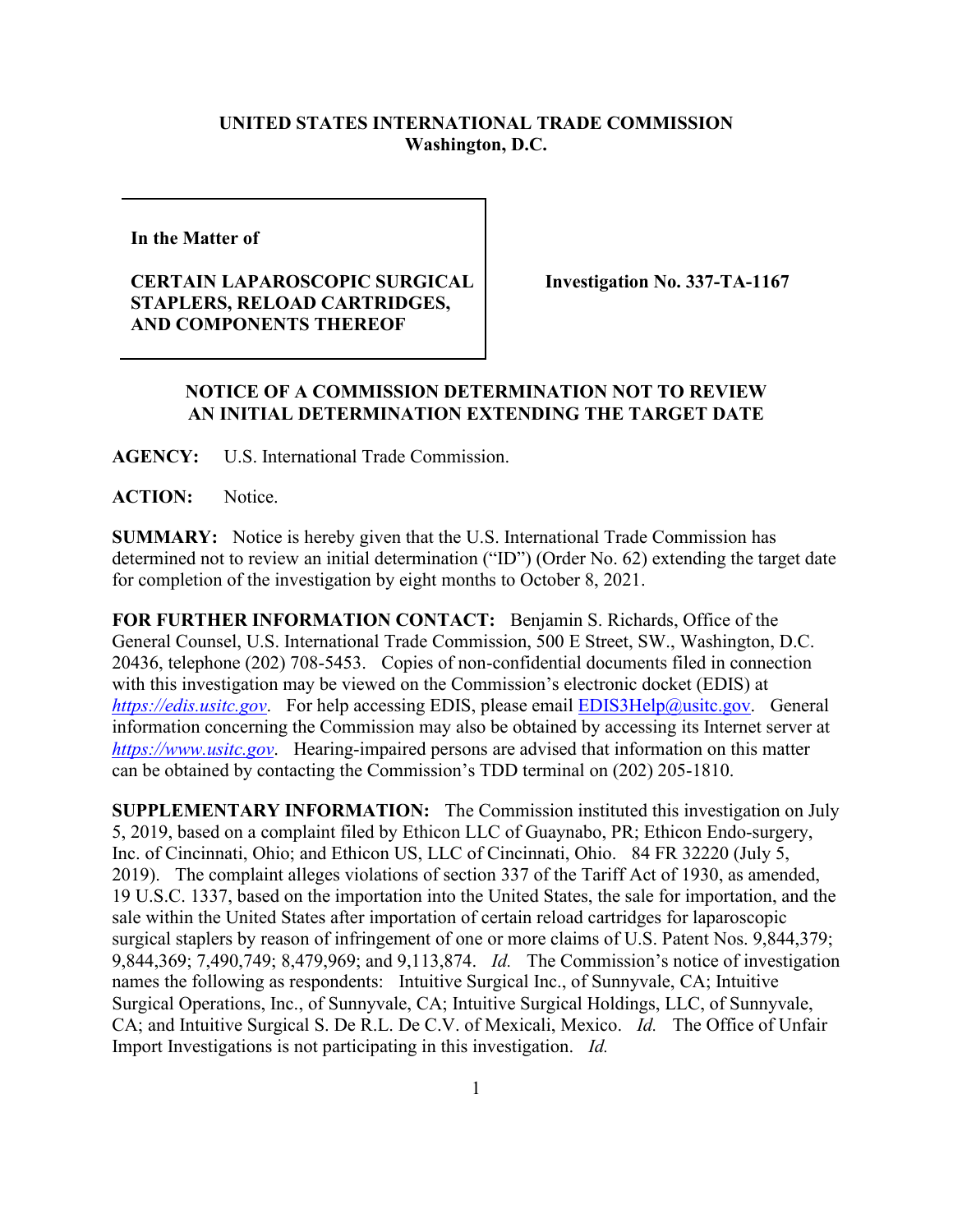**UNITED STATES INTERNATIONAL TRADE COMMISSION**
**Washington, D.C.**

| | |
|---|---|
| **In the Matter of**<br><br>**CERTAIN LAPAROSCOPIC SURGICAL STAPLERS, RELOAD CARTRIDGES, AND COMPONENTS THEREOF** | **Investigation No. 337-TA-1167** |

**NOTICE OF A COMMISSION DETERMINATION NOT TO REVIEW AN INITIAL DETERMINATION EXTENDING THE TARGET DATE**

**AGENCY:** U.S. International Trade Commission.

**ACTION:** Notice.

**SUMMARY:** Notice is hereby given that the U.S. International Trade Commission has determined not to review an initial determination ("ID") (Order No. 62) extending the target date for completion of the investigation by eight months to October 8, 2021.

**FOR FURTHER INFORMATION CONTACT:** Benjamin S. Richards, Office of the General Counsel, U.S. International Trade Commission, 500 E Street, SW., Washington, D.C. 20436, telephone (202) 708-5453. Copies of non-confidential documents filed in connection with this investigation may be viewed on the Commission's electronic docket (EDIS) at *https://edis.usitc.gov*. For help accessing EDIS, please email EDIS3Help@usitc.gov. General information concerning the Commission may also be obtained by accessing its Internet server at *https://www.usitc.gov*. Hearing-impaired persons are advised that information on this matter can be obtained by contacting the Commission's TDD terminal on (202) 205-1810.

**SUPPLEMENTARY INFORMATION:** The Commission instituted this investigation on July 5, 2019, based on a complaint filed by Ethicon LLC of Guaynabo, PR; Ethicon Endo-surgery, Inc. of Cincinnati, Ohio; and Ethicon US, LLC of Cincinnati, Ohio. 84 FR 32220 (July 5, 2019). The complaint alleges violations of section 337 of the Tariff Act of 1930, as amended, 19 U.S.C. 1337, based on the importation into the United States, the sale for importation, and the sale within the United States after importation of certain reload cartridges for laparoscopic surgical staplers by reason of infringement of one or more claims of U.S. Patent Nos. 9,844,379; 9,844,369; 7,490,749; 8,479,969; and 9,113,874. *Id.* The Commission's notice of investigation names the following as respondents: Intuitive Surgical Inc., of Sunnyvale, CA; Intuitive Surgical Operations, Inc., of Sunnyvale, CA; Intuitive Surgical Holdings, LLC, of Sunnyvale, CA; and Intuitive Surgical S. De R.L. De C.V. of Mexicali, Mexico. *Id.* The Office of Unfair Import Investigations is not participating in this investigation. *Id.*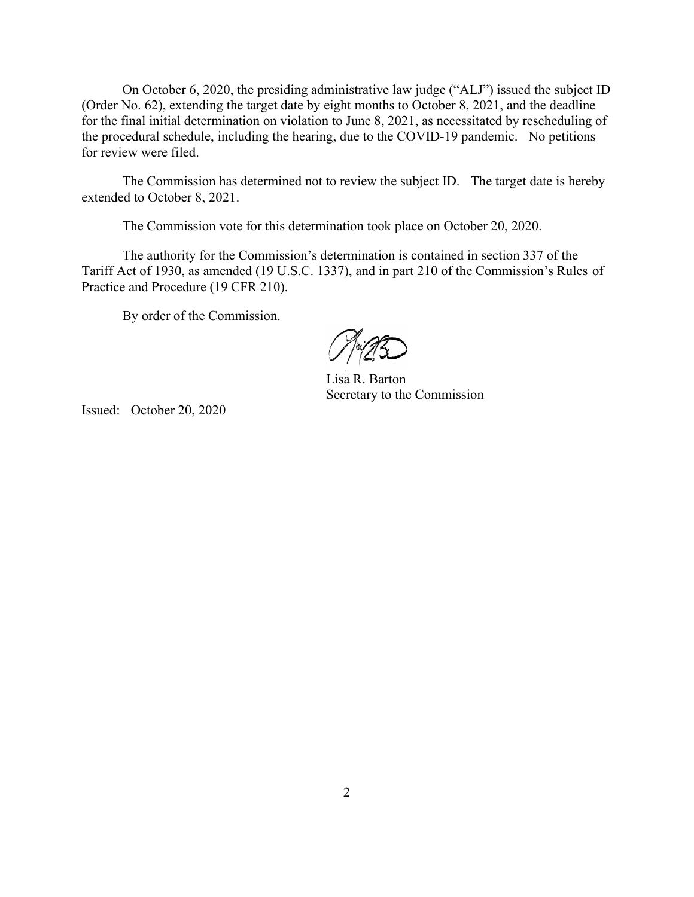On October 6, 2020, the presiding administrative law judge ("ALJ") issued the subject ID (Order No. 62), extending the target date by eight months to October 8, 2021, and the deadline for the final initial determination on violation to June 8, 2021, as necessitated by rescheduling of the procedural schedule, including the hearing, due to the COVID-19 pandemic. No petitions for review were filed.

The Commission has determined not to review the subject ID. The target date is hereby extended to October 8, 2021.

The Commission vote for this determination took place on October 20, 2020.

The authority for the Commission's determination is contained in section 337 of the Tariff Act of 1930, as amended (19 U.S.C. 1337), and in part 210 of the Commission's Rules of Practice and Procedure (19 CFR 210).

By order of the Commission.

Lisa R. Barton
Secretary to the Commission

Issued: October 20, 2020